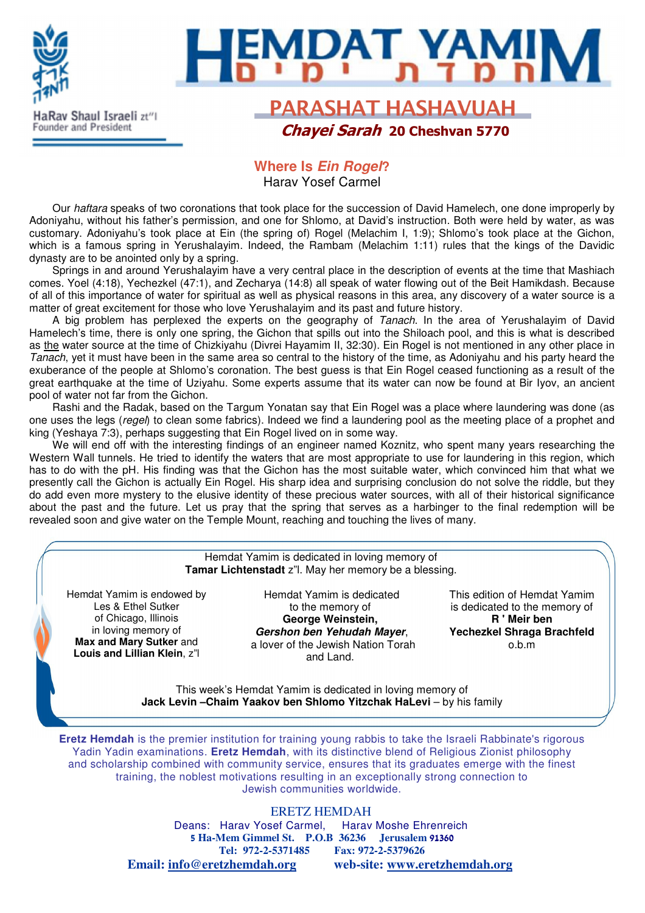HaRav Shaul Israeli zt"l
Founder and President

# HEMDAT YAMIM
# חמדת ימים

## PARASHAT HASHAVUAH

***Chayei Sarah*** **20 Cheshvan 5770**

### Where Is *Ein Rogel*?

Harav Yosef Carmel

Our *haftara* speaks of two coronations that took place for the succession of David Hamelech, one done improperly by Adoniyahu, without his father's permission, and one for Shlomo, at David's instruction. Both were held by water, as was customary. Adoniyahu's took place at Ein (the spring of) Rogel (Melachim I, 1:9); Shlomo's took place at the Gichon, which is a famous spring in Yerushalayim. Indeed, the Rambam (Melachim 1:11) rules that the kings of the Davidic dynasty are to be anointed only by a spring.

Springs in and around Yerushalayim have a very central place in the description of events at the time that Mashiach comes. Yoel (4:18), Yechezkel (47:1), and Zecharya (14:8) all speak of water flowing out of the Beit Hamikdash. Because of all of this importance of water for spiritual as well as physical reasons in this area, any discovery of a water source is a matter of great excitement for those who love Yerushalayim and its past and future history.

A big problem has perplexed the experts on the geography of *Tanach*. In the area of Yerushalayim of David Hamelech's time, there is only one spring, the Gichon that spills out into the Shiloach pool, and this is what is described as the water source at the time of Chizkiyahu (Divrei Hayamim II, 32:30). Ein Rogel is not mentioned in any other place in *Tanach*, yet it must have been in the same area so central to the history of the time, as Adoniyahu and his party heard the exuberance of the people at Shlomo's coronation. The best guess is that Ein Rogel ceased functioning as a result of the great earthquake at the time of Uziyahu. Some experts assume that its water can now be found at Bir Iyov, an ancient pool of water not far from the Gichon.

Rashi and the Radak, based on the Targum Yonatan say that Ein Rogel was a place where laundering was done (as one uses the legs (*regel*) to clean some fabrics). Indeed we find a laundering pool as the meeting place of a prophet and king (Yeshaya 7:3), perhaps suggesting that Ein Rogel lived on in some way.

We will end off with the interesting findings of an engineer named Koznitz, who spent many years researching the Western Wall tunnels. He tried to identify the waters that are most appropriate to use for laundering in this region, which has to do with the pH. His finding was that the Gichon has the most suitable water, which convinced him that what we presently call the Gichon is actually Ein Rogel. His sharp idea and surprising conclusion do not solve the riddle, but they do add even more mystery to the elusive identity of these precious water sources, with all of their historical significance about the past and the future. Let us pray that the spring that serves as a harbinger to the final redemption will be revealed soon and give water on the Temple Mount, reaching and touching the lives of many.

---

Hemdat Yamim is dedicated in loving memory of **Tamar Lichtenstadt** z"l. May her memory be a blessing.

Hemdat Yamim is endowed by Les & Ethel Sutker of Chicago, Illinois in loving memory of **Max and Mary Sutker** and **Louis and Lillian Klein**, z"l

Hemdat Yamim is dedicated to the memory of **George Weinstein,** ***Gershon ben Yehudah Mayer***, a lover of the Jewish Nation Torah and Land.

This edition of Hemdat Yamim is dedicated to the memory of **R ' Meir ben Yechezkel Shraga Brachfeld** o.b.m

This week's Hemdat Yamim is dedicated in loving memory of **Jack Levin –Chaim Yaakov ben Shlomo Yitzchak HaLevi** – by his family

---

**Eretz Hemdah** is the premier institution for training young rabbis to take the Israeli Rabbinate's rigorous Yadin Yadin examinations. **Eretz Hemdah**, with its distinctive blend of Religious Zionist philosophy and scholarship combined with community service, ensures that its graduates emerge with the finest training, the noblest motivations resulting in an exceptionally strong connection to Jewish communities worldwide.

ERETZ HEMDAH

Deans: Harav Yosef Carmel, Harav Moshe Ehrenreich

**5 Ha-Mem Gimmel St. P.O.B 36236 Jerusalem 91360**

**Tel: 972-2-5371485 Fax: 972-2-5379626**

**Email: info@eretzhemdah.org web-site: www.eretzhemdah.org**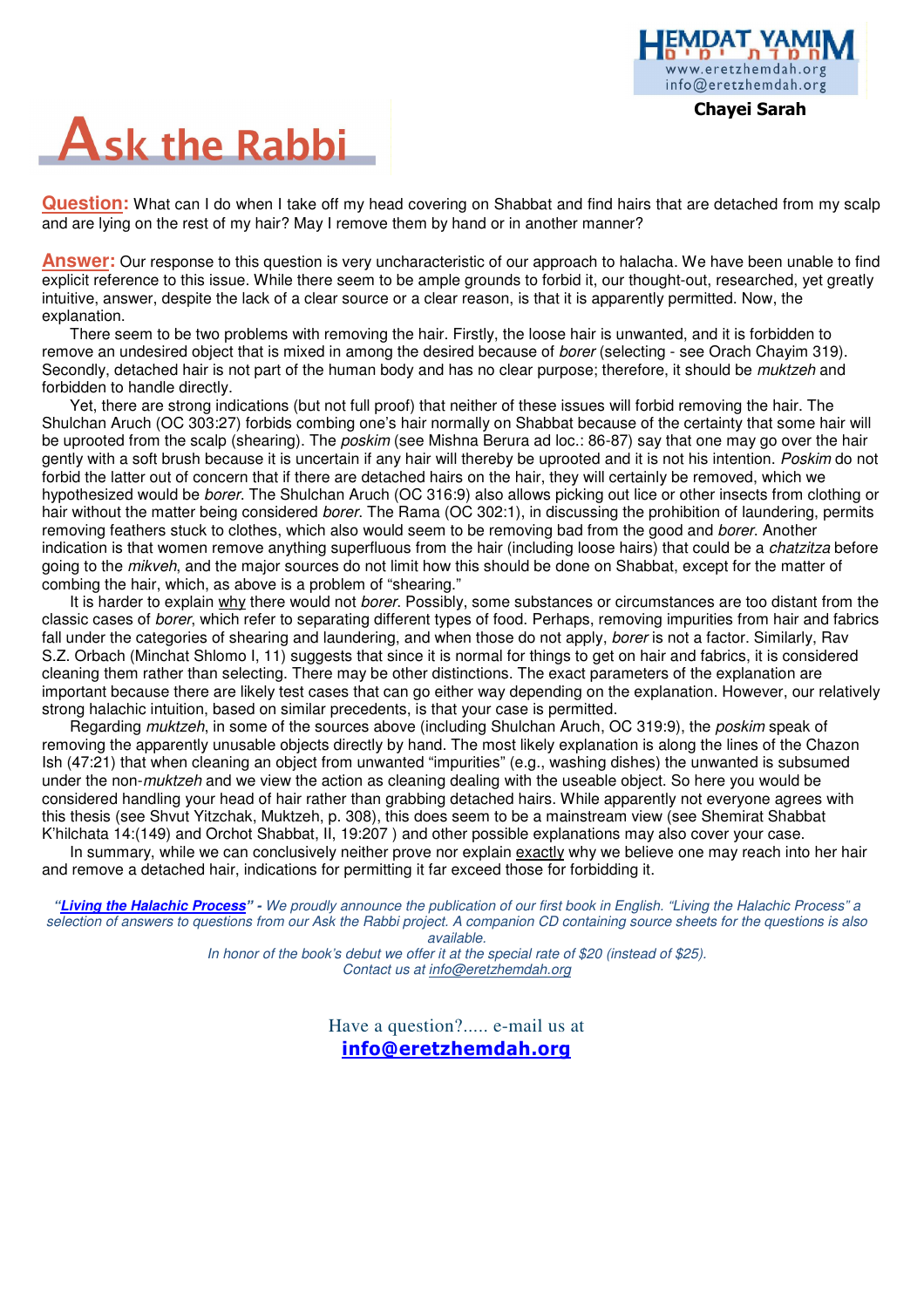Chayei Sarah

# Ask the Rabbi

**Question:** What can I do when I take off my head covering on Shabbat and find hairs that are detached from my scalp and are lying on the rest of my hair? May I remove them by hand or in another manner?

**Answer:** Our response to this question is very uncharacteristic of our approach to halacha. We have been unable to find explicit reference to this issue. While there seem to be ample grounds to forbid it, our thought-out, researched, yet greatly intuitive, answer, despite the lack of a clear source or a clear reason, is that it is apparently permitted. Now, the explanation.

There seem to be two problems with removing the hair. Firstly, the loose hair is unwanted, and it is forbidden to remove an undesired object that is mixed in among the desired because of *borer* (selecting - see Orach Chayim 319). Secondly, detached hair is not part of the human body and has no clear purpose; therefore, it should be *muktzeh* and forbidden to handle directly.

Yet, there are strong indications (but not full proof) that neither of these issues will forbid removing the hair. The Shulchan Aruch (OC 303:27) forbids combing one's hair normally on Shabbat because of the certainty that some hair will be uprooted from the scalp (shearing). The *poskim* (see Mishna Berura ad loc.: 86-87) say that one may go over the hair gently with a soft brush because it is uncertain if any hair will thereby be uprooted and it is not his intention. *Poskim* do not forbid the latter out of concern that if there are detached hairs on the hair, they will certainly be removed, which we hypothesized would be *borer*. The Shulchan Aruch (OC 316:9) also allows picking out lice or other insects from clothing or hair without the matter being considered *borer*. The Rama (OC 302:1), in discussing the prohibition of laundering, permits removing feathers stuck to clothes, which also would seem to be removing bad from the good and *borer*. Another indication is that women remove anything superfluous from the hair (including loose hairs) that could be a *chatzitza* before going to the *mikveh*, and the major sources do not limit how this should be done on Shabbat, except for the matter of combing the hair, which, as above is a problem of "shearing."

It is harder to explain why there would not *borer*. Possibly, some substances or circumstances are too distant from the classic cases of *borer*, which refer to separating different types of food. Perhaps, removing impurities from hair and fabrics fall under the categories of shearing and laundering, and when those do not apply, *borer* is not a factor. Similarly, Rav S.Z. Orbach (Minchat Shlomo I, 11) suggests that since it is normal for things to get on hair and fabrics, it is considered cleaning them rather than selecting. There may be other distinctions. The exact parameters of the explanation are important because there are likely test cases that can go either way depending on the explanation. However, our relatively strong halachic intuition, based on similar precedents, is that your case is permitted.

Regarding *muktzeh*, in some of the sources above (including Shulchan Aruch, OC 319:9), the *poskim* speak of removing the apparently unusable objects directly by hand. The most likely explanation is along the lines of the Chazon Ish (47:21) that when cleaning an object from unwanted "impurities" (e.g., washing dishes) the unwanted is subsumed under the non-*muktzeh* and we view the action as cleaning dealing with the useable object. So here you would be considered handling your head of hair rather than grabbing detached hairs. While apparently not everyone agrees with this thesis (see Shvut Yitzchak, Muktzeh, p. 308), this does seem to be a mainstream view (see Shemirat Shabbat K'hilchata 14:(149) and Orchot Shabbat, II, 19:207 ) and other possible explanations may also cover your case.

In summary, while we can conclusively neither prove nor explain exactly why we believe one may reach into her hair and remove a detached hair, indications for permitting it far exceed those for forbidding it.

*"**Living the Halachic Process**" - We proudly announce the publication of our first book in English. "Living the Halachic Process" a selection of answers to questions from our Ask the Rabbi project. A companion CD containing source sheets for the questions is also available.*
*In honor of the book's debut we offer it at the special rate of $20 (instead of $25).*
*Contact us at info@eretzhemdah.org*

Have a question?..... e-mail us at
**info@eretzhemdah.org**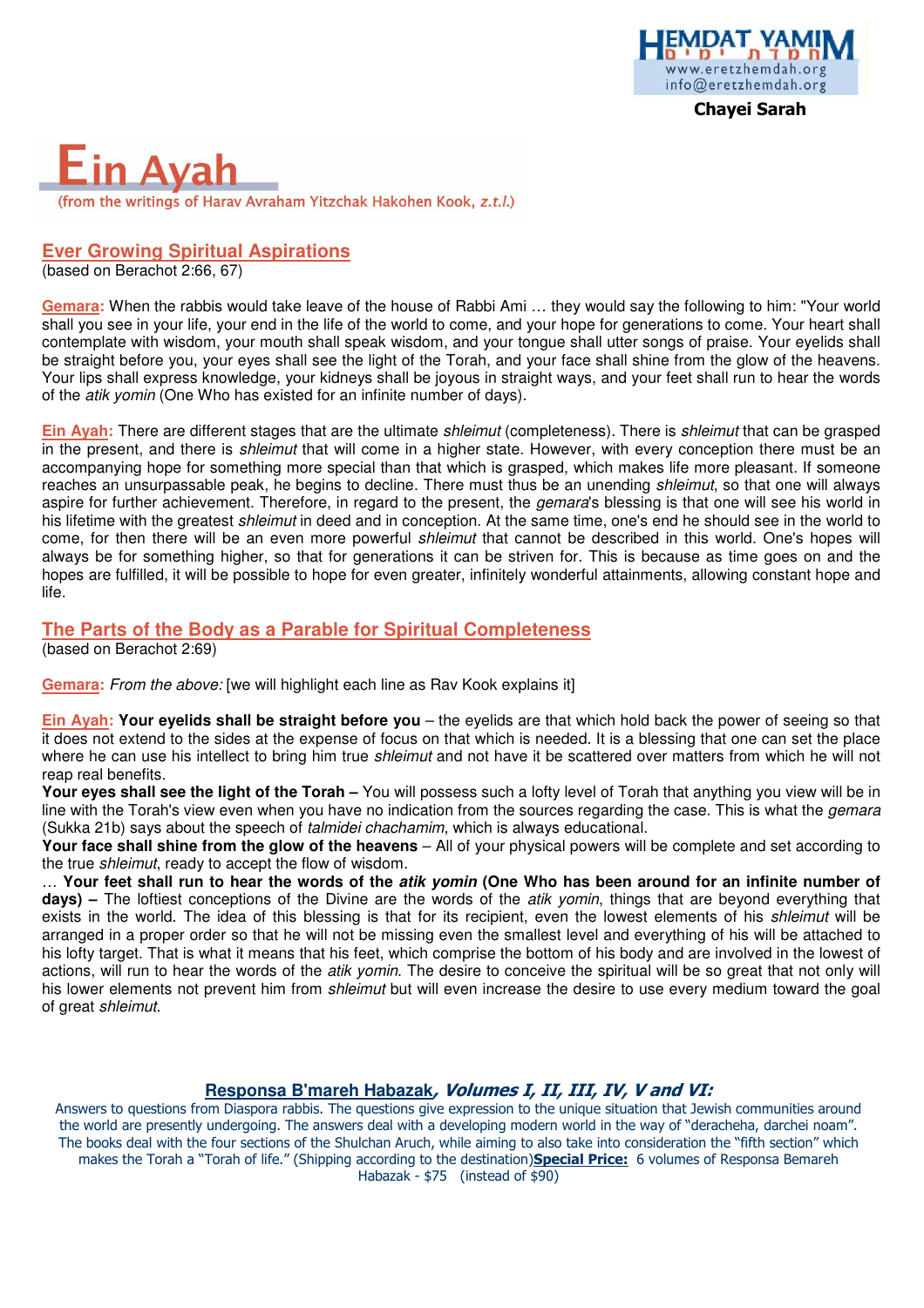# Ein Ayah

(from the writings of Harav Avraham Yitzchak Hakohen Kook, *z.t.l.*)

## Ever Growing Spiritual Aspirations

(based on Berachot 2:66, 67)

**Gemara:** When the rabbis would take leave of the house of Rabbi Ami … they would say the following to him: "Your world shall you see in your life, your end in the life of the world to come, and your hope for generations to come. Your heart shall contemplate with wisdom, your mouth shall speak wisdom, and your tongue shall utter songs of praise. Your eyelids shall be straight before you, your eyes shall see the light of the Torah, and your face shall shine from the glow of the heavens. Your lips shall express knowledge, your kidneys shall be joyous in straight ways, and your feet shall run to hear the words of the *atik yomin* (One Who has existed for an infinite number of days).

**Ein Ayah:** There are different stages that are the ultimate *shleimut* (completeness). There is *shleimut* that can be grasped in the present, and there is *shleimut* that will come in a higher state. However, with every conception there must be an accompanying hope for something more special than that which is grasped, which makes life more pleasant. If someone reaches an unsurpassable peak, he begins to decline. There must thus be an unending *shleimut*, so that one will always aspire for further achievement. Therefore, in regard to the present, the *gemara*'s blessing is that one will see his world in his lifetime with the greatest *shleimut* in deed and in conception. At the same time, one's end he should see in the world to come, for then there will be an even more powerful *shleimut* that cannot be described in this world. One's hopes will always be for something higher, so that for generations it can be striven for. This is because as time goes on and the hopes are fulfilled, it will be possible to hope for even greater, infinitely wonderful attainments, allowing constant hope and life.

## The Parts of the Body as a Parable for Spiritual Completeness

(based on Berachot 2:69)

**Gemara:** *From the above:* [we will highlight each line as Rav Kook explains it]

**Ein Ayah:** **Your eyelids shall be straight before you** – the eyelids are that which hold back the power of seeing so that it does not extend to the sides at the expense of focus on that which is needed. It is a blessing that one can set the place where he can use his intellect to bring him true *shleimut* and not have it be scattered over matters from which he will not reap real benefits.

**Your eyes shall see the light of the Torah –** You will possess such a lofty level of Torah that anything you view will be in line with the Torah's view even when you have no indication from the sources regarding the case. This is what the *gemara* (Sukka 21b) says about the speech of *talmidei chachamim*, which is always educational.

**Your face shall shine from the glow of the heavens** – All of your physical powers will be complete and set according to the true *shleimut*, ready to accept the flow of wisdom.

… **Your feet shall run to hear the words of the *atik yomin* (One Who has been around for an infinite number of days) –** The loftiest conceptions of the Divine are the words of the *atik yomin*, things that are beyond everything that exists in the world. The idea of this blessing is that for its recipient, even the lowest elements of his *shleimut* will be arranged in a proper order so that he will not be missing even the smallest level and everything of his will be attached to his lofty target. That is what it means that his feet, which comprise the bottom of his body and are involved in the lowest of actions, will run to hear the words of the *atik yomin*. The desire to conceive the spiritual will be so great that not only will his lower elements not prevent him from *shleimut* but will even increase the desire to use every medium toward the goal of great *shleimut*.

---

**Responsa B'mareh Habazak*, Volumes I, II, III, IV, V and VI:***

Answers to questions from Diaspora rabbis. The questions give expression to the unique situation that Jewish communities around the world are presently undergoing. The answers deal with a developing modern world in the way of "deracheha, darchei noam". The books deal with the four sections of the Shulchan Aruch, while aiming to also take into consideration the "fifth section" which makes the Torah a "Torah of life." (Shipping according to the destination)**Special Price:** 6 volumes of Responsa Bemareh Habazak - $75 (instead of $90)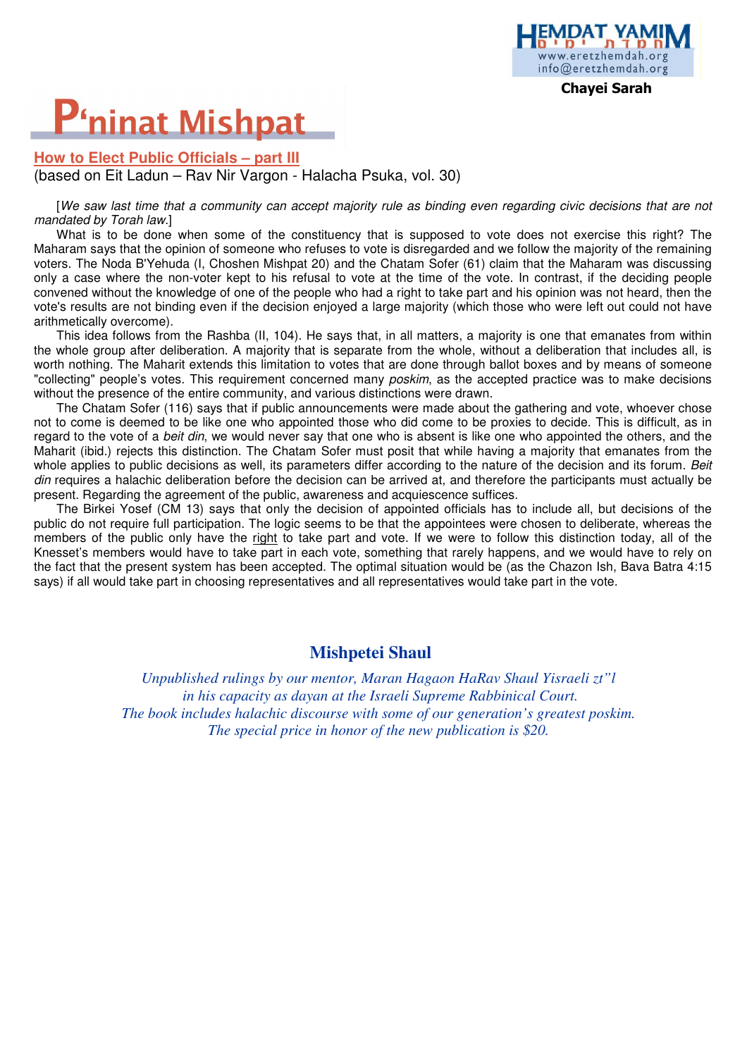Chayei Sarah

# P'ninat Mishpat

## How to Elect Public Officials – part III

(based on Eit Ladun – Rav Nir Vargon - Halacha Psuka, vol. 30)

[*We saw last time that a community can accept majority rule as binding even regarding civic decisions that are not mandated by Torah law.*]

What is to be done when some of the constituency that is supposed to vote does not exercise this right? The Maharam says that the opinion of someone who refuses to vote is disregarded and we follow the majority of the remaining voters. The Noda B'Yehuda (I, Choshen Mishpat 20) and the Chatam Sofer (61) claim that the Maharam was discussing only a case where the non-voter kept to his refusal to vote at the time of the vote. In contrast, if the deciding people convened without the knowledge of one of the people who had a right to take part and his opinion was not heard, then the vote's results are not binding even if the decision enjoyed a large majority (which those who were left out could not have arithmetically overcome).

This idea follows from the Rashba (II, 104). He says that, in all matters, a majority is one that emanates from within the whole group after deliberation. A majority that is separate from the whole, without a deliberation that includes all, is worth nothing. The Maharit extends this limitation to votes that are done through ballot boxes and by means of someone "collecting" people's votes. This requirement concerned many *poskim*, as the accepted practice was to make decisions without the presence of the entire community, and various distinctions were drawn.

The Chatam Sofer (116) says that if public announcements were made about the gathering and vote, whoever chose not to come is deemed to be like one who appointed those who did come to be proxies to decide. This is difficult, as in regard to the vote of a *beit din*, we would never say that one who is absent is like one who appointed the others, and the Maharit (ibid.) rejects this distinction. The Chatam Sofer must posit that while having a majority that emanates from the whole applies to public decisions as well, its parameters differ according to the nature of the decision and its forum. *Beit din* requires a halachic deliberation before the decision can be arrived at, and therefore the participants must actually be present. Regarding the agreement of the public, awareness and acquiescence suffices.

The Birkei Yosef (CM 13) says that only the decision of appointed officials has to include all, but decisions of the public do not require full participation. The logic seems to be that the appointees were chosen to deliberate, whereas the members of the public only have the right to take part and vote. If we were to follow this distinction today, all of the Knesset's members would have to take part in each vote, something that rarely happens, and we would have to rely on the fact that the present system has been accepted. The optimal situation would be (as the Chazon Ish, Bava Batra 4:15 says) if all would take part in choosing representatives and all representatives would take part in the vote.

## Mishpetei Shaul

*Unpublished rulings by our mentor, Maran Hagaon HaRav Shaul Yisraeli zt"l in his capacity as dayan at the Israeli Supreme Rabbinical Court.*
*The book includes halachic discourse with some of our generation's greatest poskim.*
*The special price in honor of the new publication is $20.*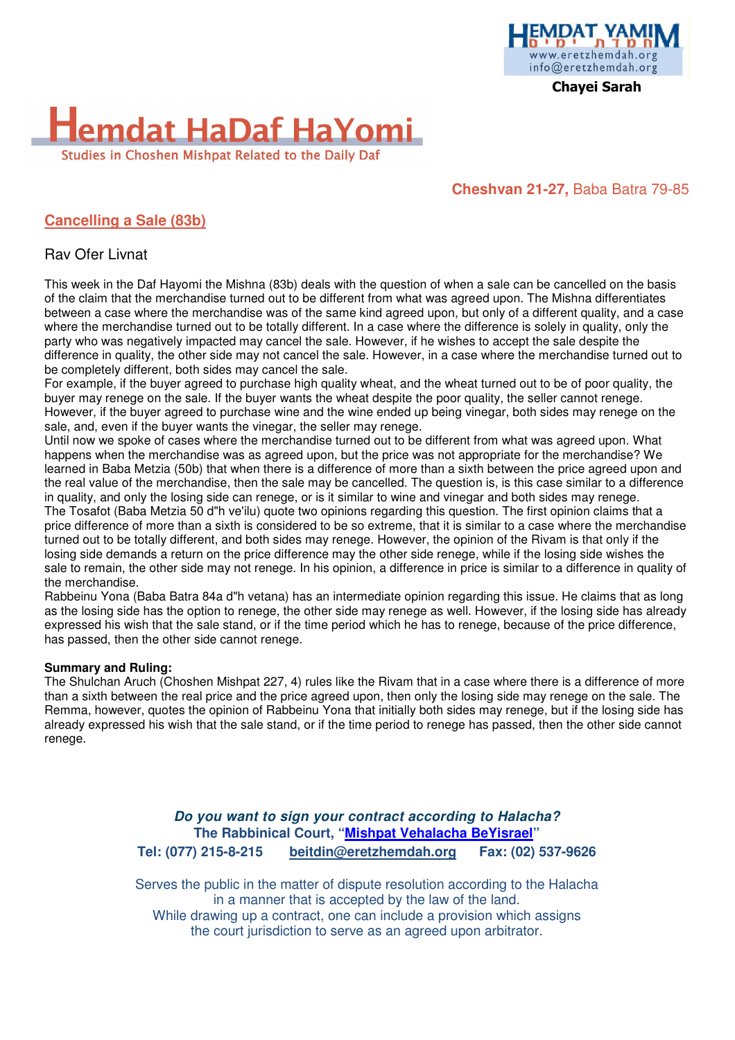HEMDAT YAMIM
www.eretzhemdah.org
info@eretzhemdah.org

**Chayei Sarah**

# Hemdat HaDaf HaYomi

Studies in Choshen Mishpat Related to the Daily Daf

**Cheshvan 21-27,** Baba Batra 79-85

## Cancelling a Sale (83b)

Rav Ofer Livnat

This week in the Daf Hayomi the Mishna (83b) deals with the question of when a sale can be cancelled on the basis of the claim that the merchandise turned out to be different from what was agreed upon. The Mishna differentiates between a case where the merchandise was of the same kind agreed upon, but only of a different quality, and a case where the merchandise turned out to be totally different. In a case where the difference is solely in quality, only the party who was negatively impacted may cancel the sale. However, if he wishes to accept the sale despite the difference in quality, the other side may not cancel the sale. However, in a case where the merchandise turned out to be completely different, both sides may cancel the sale.

For example, if the buyer agreed to purchase high quality wheat, and the wheat turned out to be of poor quality, the buyer may renege on the sale. If the buyer wants the wheat despite the poor quality, the seller cannot renege. However, if the buyer agreed to purchase wine and the wine ended up being vinegar, both sides may renege on the sale, and, even if the buyer wants the vinegar, the seller may renege.

Until now we spoke of cases where the merchandise turned out to be different from what was agreed upon. What happens when the merchandise was as agreed upon, but the price was not appropriate for the merchandise? We learned in Baba Metzia (50b) that when there is a difference of more than a sixth between the price agreed upon and the real value of the merchandise, then the sale may be cancelled. The question is, is this case similar to a difference in quality, and only the losing side can renege, or is it similar to wine and vinegar and both sides may renege.

The Tosafot (Baba Metzia 50 d"h ve'ilu) quote two opinions regarding this question. The first opinion claims that a price difference of more than a sixth is considered to be so extreme, that it is similar to a case where the merchandise turned out to be totally different, and both sides may renege. However, the opinion of the Rivam is that only if the losing side demands a return on the price difference may the other side renege, while if the losing side wishes the sale to remain, the other side may not renege. In his opinion, a difference in price is similar to a difference in quality of the merchandise.

Rabbeinu Yona (Baba Batra 84a d"h vetana) has an intermediate opinion regarding this issue. He claims that as long as the losing side has the option to renege, the other side may renege as well. However, if the losing side has already expressed his wish that the sale stand, or if the time period which he has to renege, because of the price difference, has passed, then the other side cannot renege.

**Summary and Ruling:**

The Shulchan Aruch (Choshen Mishpat 227, 4) rules like the Rivam that in a case where there is a difference of more than a sixth between the real price and the price agreed upon, then only the losing side may renege on the sale. The Remma, however, quotes the opinion of Rabbeinu Yona that initially both sides may renege, but if the losing side has already expressed his wish that the sale stand, or if the time period to renege has passed, then the other side cannot renege.

***Do you want to sign your contract according to Halacha?***

**The Rabbinical Court, "Mishpat Vehalacha BeYisrael"**

**Tel: (077) 215-8-215 beitdin@eretzhemdah.org Fax: (02) 537-9626**

Serves the public in the matter of dispute resolution according to the Halacha in a manner that is accepted by the law of the land.
While drawing up a contract, one can include a provision which assigns the court jurisdiction to serve as an agreed upon arbitrator.